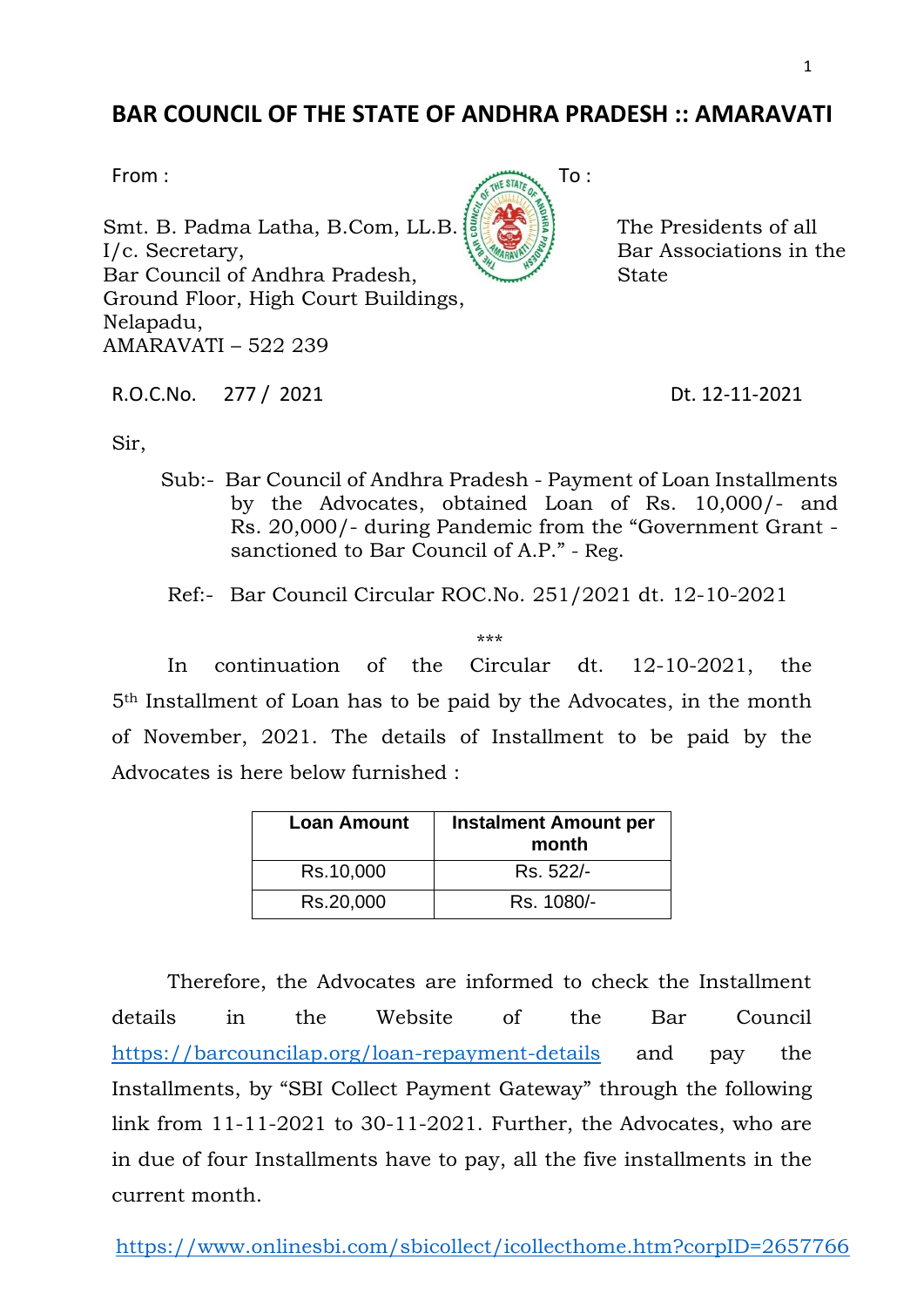# BAR COUNCIL OF THE STATE OF ANDHRA PRADESH :: AMARAVATI

From :

Smt. B. Padma Latha, B.Com, LL.B.
I/c. Secretary,
Bar Council of Andhra Pradesh,
Ground Floor, High Court Buildings,
Nelapadu,
AMARAVATI – 522 239

To :

The Presidents of all
Bar Associations in the
State

R.O.C.No. 277 / 2021 Dt. 12-11-2021

Sir,

Sub:- Bar Council of Andhra Pradesh - Payment of Loan Installments by the Advocates, obtained Loan of Rs. 10,000/- and Rs. 20,000/- during Pandemic from the "Government Grant - sanctioned to Bar Council of A.P." - Reg.

Ref:- Bar Council Circular ROC.No. 251/2021 dt. 12-10-2021

***

In continuation of the Circular dt. 12-10-2021, the 5th Installment of Loan has to be paid by the Advocates, in the month of November, 2021. The details of Installment to be paid by the Advocates is here below furnished :

| Loan Amount | Instalment Amount per month |
| --- | --- |
| Rs.10,000 | Rs. 522/- |
| Rs.20,000 | Rs. 1080/- |

Therefore, the Advocates are informed to check the Installment details in the Website of the Bar Council https://barcouncilap.org/loan-repayment-details and pay the Installments, by "SBI Collect Payment Gateway" through the following link from 11-11-2021 to 30-11-2021. Further, the Advocates, who are in due of four Installments have to pay, all the five installments in the current month.

https://www.onlinesbi.com/sbicollect/icollecthome.htm?corpID=2657766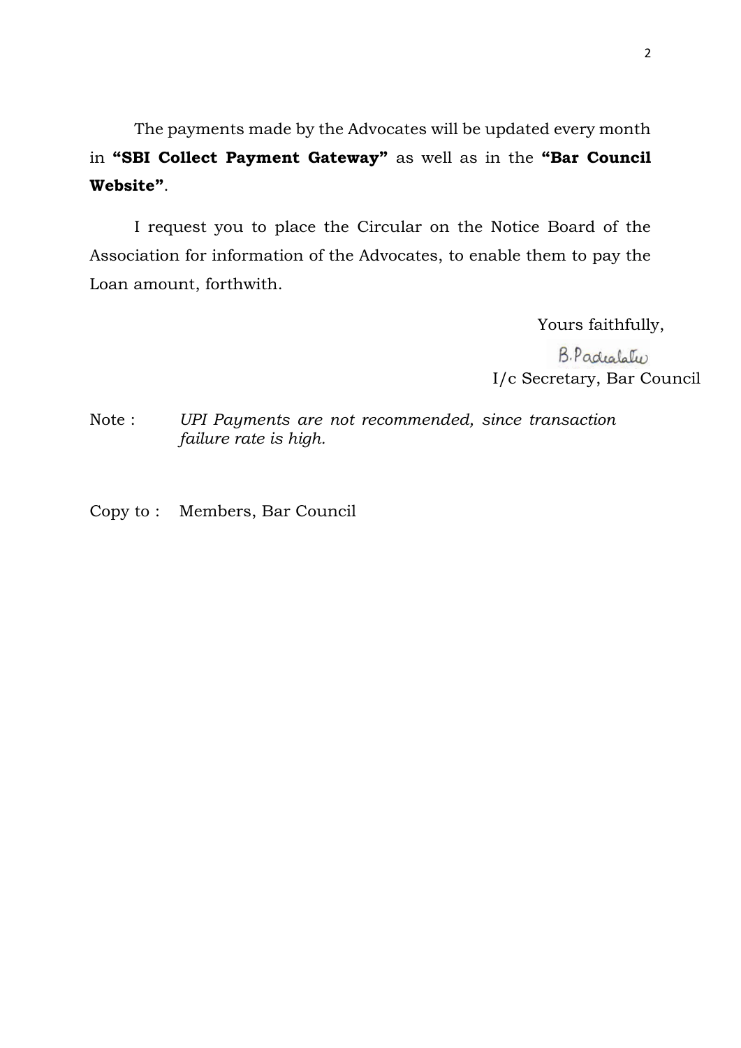The payments made by the Advocates will be updated every month in **"SBI Collect Payment Gateway"** as well as in the **"Bar Council Website"**.

I request you to place the Circular on the Notice Board of the Association for information of the Advocates, to enable them to pay the Loan amount, forthwith.

Yours faithfully,

B. Padmalatha

I/c Secretary, Bar Council

Note : *UPI Payments are not recommended, since transaction failure rate is high.*

Copy to : Members, Bar Council